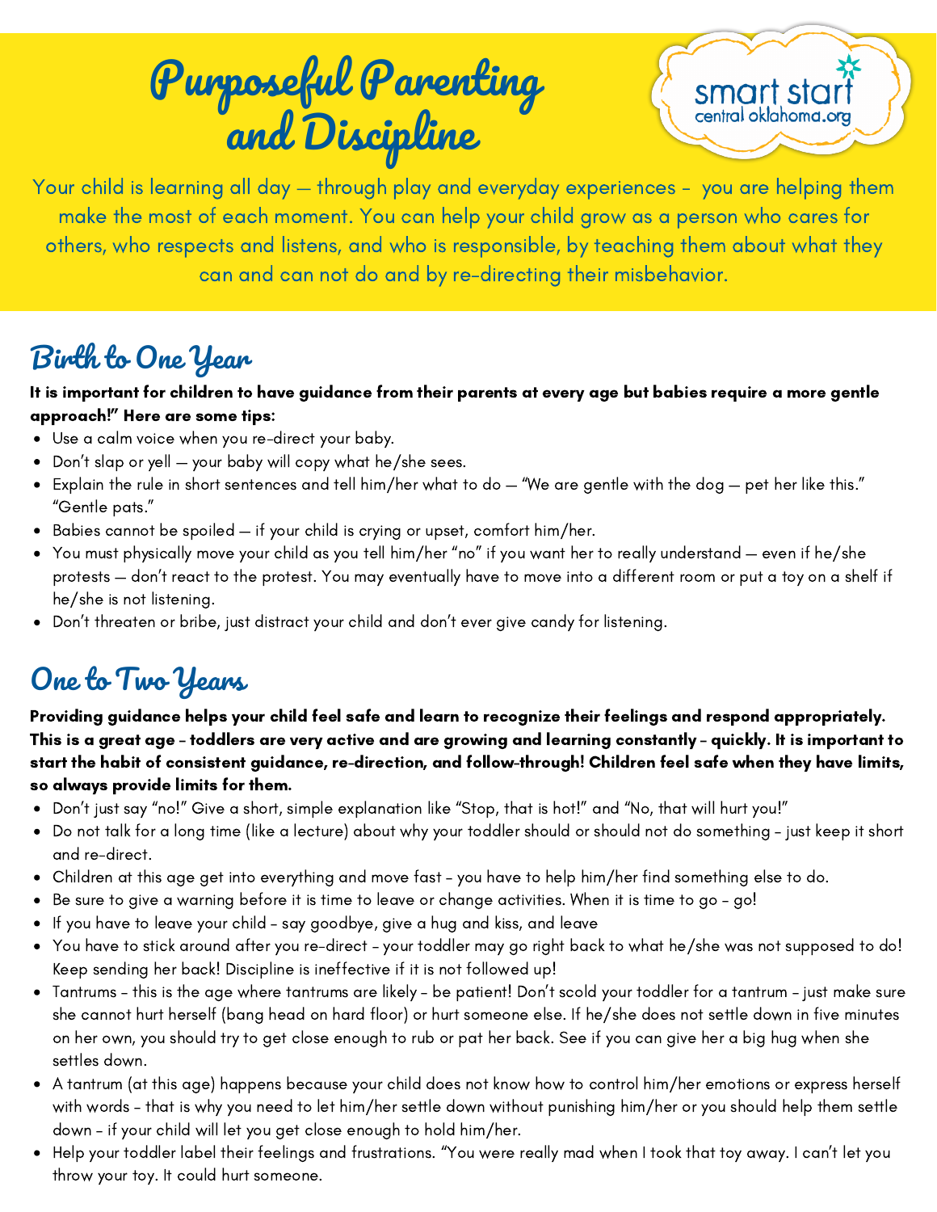# Purposeful Parenting and Discipline

smart start central oklahoma.org

Your child is learning all day — through play and everyday experiences - you are helping them make the most of each moment. You can help your child grow as a person who cares for others, who respects and listens, and who is responsible, by teaching them about what they can and can not do and by re-directing their misbehavior.

## Birth to One Year

**It is important for children to have guidance from their parents at every age but babies require a more gentle approach!" Here are some tips:**

- Use a calm voice when you re-direct your baby.
- Don't slap or yell — your baby will copy what he/she sees.
- Explain the rule in short sentences and tell him/her what to do — "We are gentle with the dog — pet her like this." "Gentle pats."
- Babies cannot be spoiled — if your child is crying or upset, comfort him/her.
- You must physically move your child as you tell him/her "no" if you want her to really understand — even if he/she protests — don't react to the protest. You may eventually have to move into a different room or put a toy on a shelf if he/she is not listening.
- Don't threaten or bribe, just distract your child and don't ever give candy for listening.

## One to Two Years

**Providing guidance helps your child feel safe and learn to recognize their feelings and respond appropriately. This is a great age - toddlers are very active and are growing and learning constantly - quickly. It is important to start the habit of consistent guidance, re-direction, and follow-through! Children feel safe when they have limits, so always provide limits for them.**

- Don't just say "no!" Give a short, simple explanation like "Stop, that is hot!" and "No, that will hurt you!"
- Do not talk for a long time (like a lecture) about why your toddler should or should not do something - just keep it short and re-direct.
- Children at this age get into everything and move fast - you have to help him/her find something else to do.
- Be sure to give a warning before it is time to leave or change activities. When it is time to go - go!
- If you have to leave your child - say goodbye, give a hug and kiss, and leave
- You have to stick around after you re-direct - your toddler may go right back to what he/she was not supposed to do! Keep sending her back! Discipline is ineffective if it is not followed up!
- Tantrums - this is the age where tantrums are likely - be patient! Don't scold your toddler for a tantrum - just make sure she cannot hurt herself (bang head on hard floor) or hurt someone else. If he/she does not settle down in five minutes on her own, you should try to get close enough to rub or pat her back. See if you can give her a big hug when she settles down.
- A tantrum (at this age) happens because your child does not know how to control him/her emotions or express herself with words - that is why you need to let him/her settle down without punishing him/her or you should help them settle down - if your child will let you get close enough to hold him/her.
- Help your toddler label their feelings and frustrations. "You were really mad when I took that toy away. I can't let you throw your toy. It could hurt someone.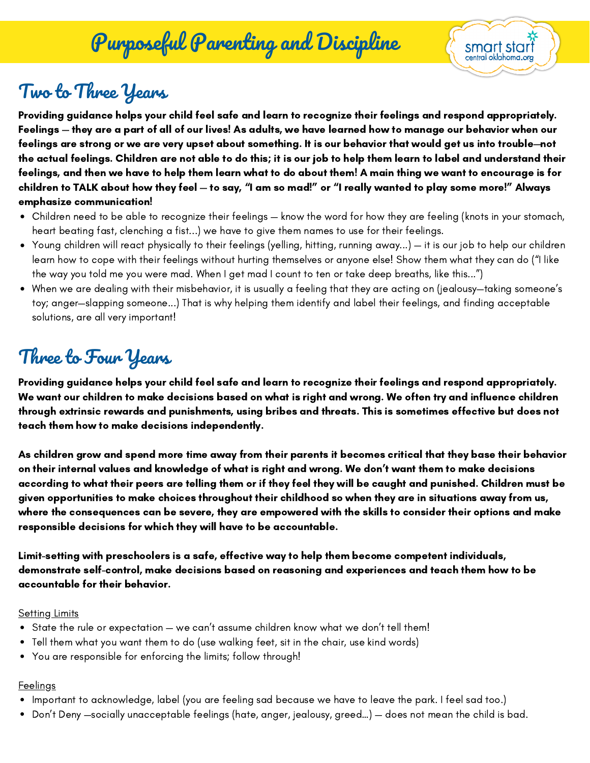# Purposeful Parenting and Discipline

## Two to Three Years

**Providing guidance helps your child feel safe and learn to recognize their feelings and respond appropriately. Feelings – they are a part of all of our lives! As adults, we have learned how to manage our behavior when our feelings are strong or we are very upset about something. It is our behavior that would get us into trouble—not the actual feelings. Children are not able to do this; it is our job to help them learn to label and understand their feelings, and then we have to help them learn what to do about them! A main thing we want to encourage is for children to TALK about how they feel – to say, "I am so mad!" or "I really wanted to play some more!" Always emphasize communication!**

- Children need to be able to recognize their feelings – know the word for how they are feeling (knots in your stomach, heart beating fast, clenching a fist...) we have to give them names to use for their feelings.
- Young children will react physically to their feelings (yelling, hitting, running away...) – it is our job to help our children learn how to cope with their feelings without hurting themselves or anyone else! Show them what they can do ("I like the way you told me you were mad. When I get mad I count to ten or take deep breaths, like this...")
- When we are dealing with their misbehavior, it is usually a feeling that they are acting on (jealousy—taking someone's toy; anger—slapping someone...) That is why helping them identify and label their feelings, and finding acceptable solutions, are all very important!

## Three to Four Years

**Providing guidance helps your child feel safe and learn to recognize their feelings and respond appropriately. We want our children to make decisions based on what is right and wrong. We often try and influence children through extrinsic rewards and punishments, using bribes and threats. This is sometimes effective but does not teach them how to make decisions independently.**

**As children grow and spend more time away from their parents it becomes critical that they base their behavior on their internal values and knowledge of what is right and wrong. We don't want them to make decisions according to what their peers are telling them or if they feel they will be caught and punished. Children must be given opportunities to make choices throughout their childhood so when they are in situations away from us, where the consequences can be severe, they are empowered with the skills to consider their options and make responsible decisions for which they will have to be accountable.**

**Limit-setting with preschoolers is a safe, effective way to help them become competent individuals, demonstrate self-control, make decisions based on reasoning and experiences and teach them how to be accountable for their behavior.**

<u>Setting Limits</u>

- State the rule or expectation – we can't assume children know what we don't tell them!
- Tell them what you want them to do (use walking feet, sit in the chair, use kind words)
- You are responsible for enforcing the limits; follow through!

<u>Feelings</u>

- Important to acknowledge, label (you are feeling sad because we have to leave the park. I feel sad too.)
- Don't Deny –socially unacceptable feelings (hate, anger, jealousy, greed...) – does not mean the child is bad.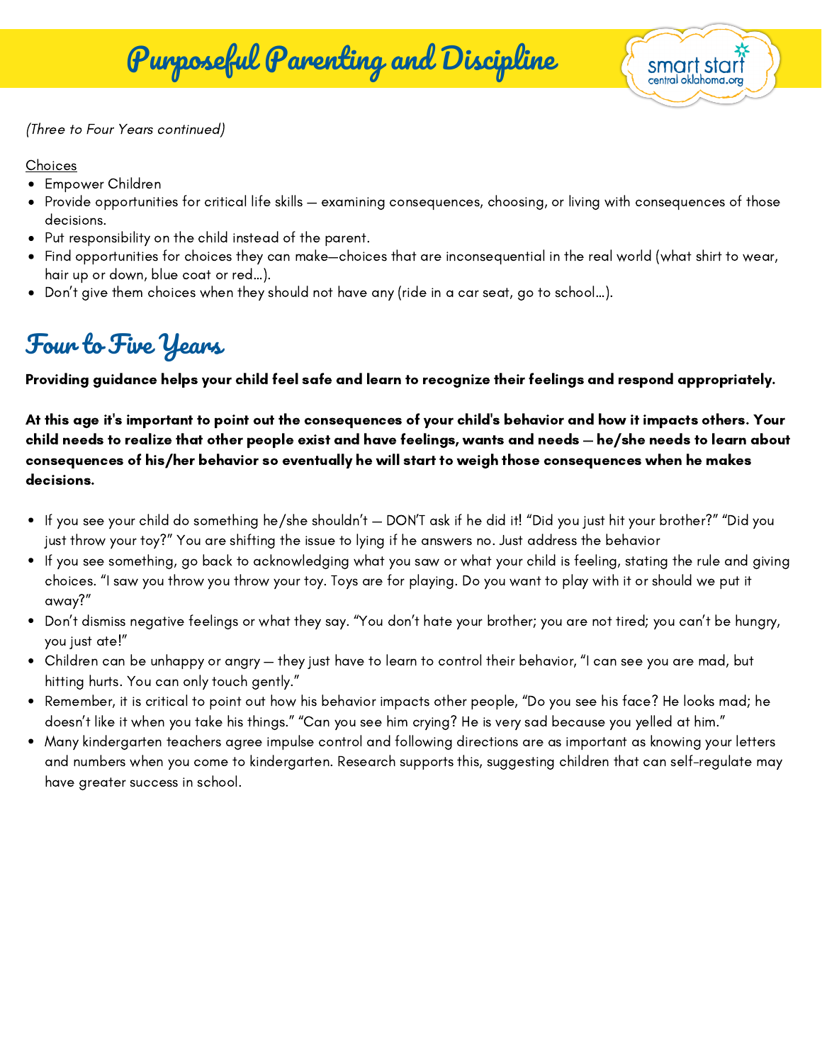# Purposeful Parenting and Discipline

*(Three to Four Years continued)*

Choices

- Empower Children
- Provide opportunities for critical life skills — examining consequences, choosing, or living with consequences of those decisions.
- Put responsibility on the child instead of the parent.
- Find opportunities for choices they can make—choices that are inconsequential in the real world (what shirt to wear, hair up or down, blue coat or red…).
- Don't give them choices when they should not have any (ride in a car seat, go to school…).

## Four to Five Years

**Providing guidance helps your child feel safe and learn to recognize their feelings and respond appropriately.**

**At this age it's important to point out the consequences of your child's behavior and how it impacts others. Your child needs to realize that other people exist and have feelings, wants and needs — he/she needs to learn about consequences of his/her behavior so eventually he will start to weigh those consequences when he makes decisions.**

- If you see your child do something he/she shouldn't — DON'T ask if he did it! "Did you just hit your brother?" "Did you just throw your toy?" You are shifting the issue to lying if he answers no. Just address the behavior
- If you see something, go back to acknowledging what you saw or what your child is feeling, stating the rule and giving choices. "I saw you throw you throw your toy. Toys are for playing. Do you want to play with it or should we put it away?"
- Don't dismiss negative feelings or what they say. "You don't hate your brother; you are not tired; you can't be hungry, you just ate!"
- Children can be unhappy or angry — they just have to learn to control their behavior, "I can see you are mad, but hitting hurts. You can only touch gently."
- Remember, it is critical to point out how his behavior impacts other people, "Do you see his face? He looks mad; he doesn't like it when you take his things." "Can you see him crying? He is very sad because you yelled at him."
- Many kindergarten teachers agree impulse control and following directions are as important as knowing your letters and numbers when you come to kindergarten. Research supports this, suggesting children that can self-regulate may have greater success in school.